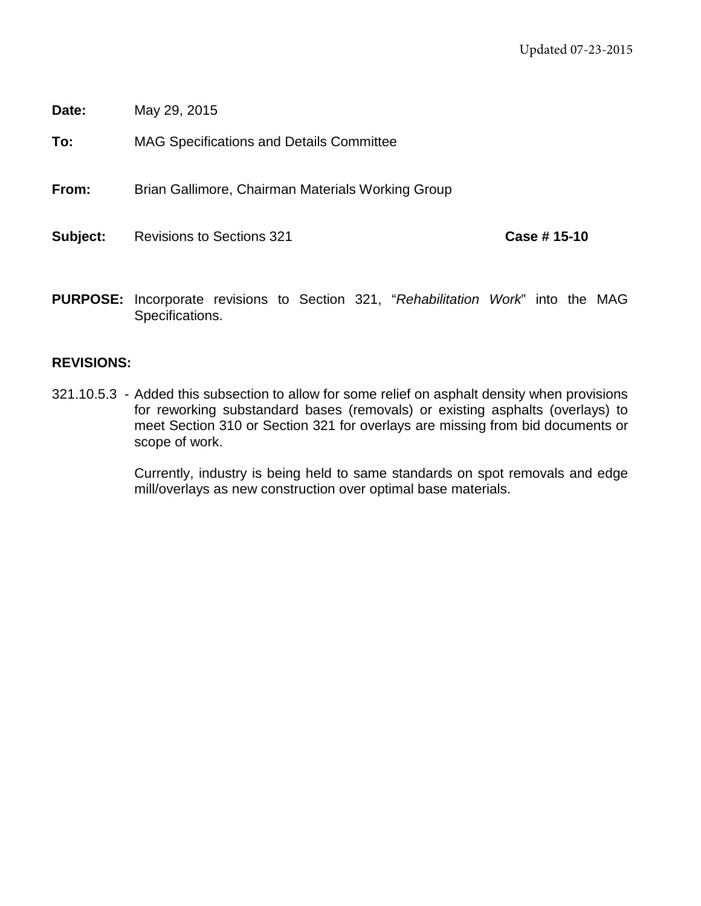Updated 07-23-2015

**Date:** May 29, 2015

**To:** MAG Specifications and Details Committee

**From:** Brian Gallimore, Chairman Materials Working Group

**Subject:** Revisions to Sections 321 **Case # 15-10**

**PURPOSE:** Incorporate revisions to Section 321, "*Rehabilitation Work*" into the MAG Specifications.

**REVISIONS:**

321.10.5.3 - Added this subsection to allow for some relief on asphalt density when provisions for reworking substandard bases (removals) or existing asphalts (overlays) to meet Section 310 or Section 321 for overlays are missing from bid documents or scope of work.

Currently, industry is being held to same standards on spot removals and edge mill/overlays as new construction over optimal base materials.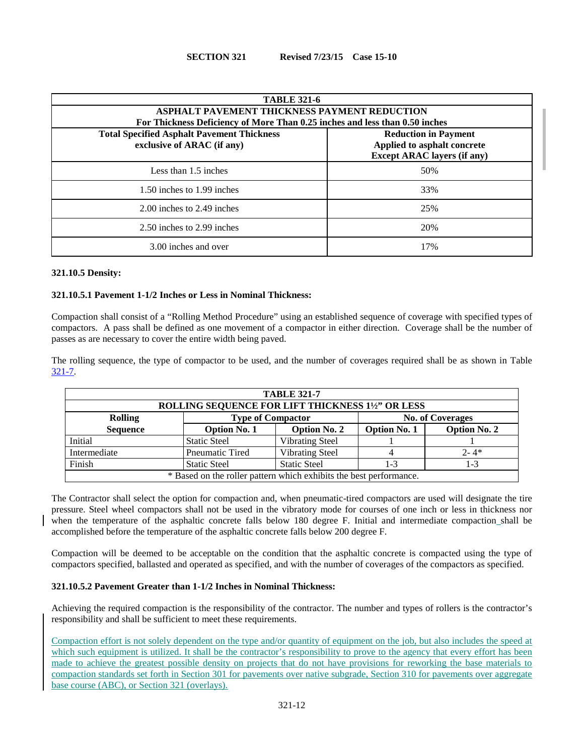| TABLE 321-6 | |
|---|---|
| **ASPHALT PAVEMENT THICKNESS PAYMENT REDUCTION**<br>**For Thickness Deficiency of More Than 0.25 inches and less than 0.50 inches** | |
| **Total Specified Asphalt Pavement Thickness exclusive of ARAC (if any)** | **Reduction in Payment Applied to asphalt concrete Except ARAC layers (if any)** |
| Less than 1.5 inches | 50% |
| 1.50 inches to 1.99 inches | 33% |
| 2.00 inches to 2.49 inches | 25% |
| 2.50 inches to 2.99 inches | 20% |
| 3.00 inches and over | 17% |

**321.10.5 Density:**

**321.10.5.1 Pavement 1-1/2 Inches or Less in Nominal Thickness:**

Compaction shall consist of a "Rolling Method Procedure" using an established sequence of coverage with specified types of compactors. A pass shall be defined as one movement of a compactor in either direction. Coverage shall be the number of passes as are necessary to cover the entire width being paved.

The rolling sequence, the type of compactor to be used, and the number of coverages required shall be as shown in Table 321-7.

| TABLE 321-7 | | | | |
|---|---|---|---|---|
| **ROLLING SEQUENCE FOR LIFT THICKNESS 1½" OR LESS** | | | | |
| **Rolling Sequence** | **Type of Compactor** | | **No. of Coverages** | |
| | **Option No. 1** | **Option No. 2** | **Option No. 1** | **Option No. 2** |
| Initial | Static Steel | Vibrating Steel | 1 | 1 |
| Intermediate | Pneumatic Tired | Vibrating Steel | 4 | 2- 4* |
| Finish | Static Steel | Static Steel | 1-3 | 1-3 |
| * Based on the roller pattern which exhibits the best performance. | | | | |

The Contractor shall select the option for compaction and, when pneumatic-tired compactors are used will designate the tire pressure. Steel wheel compactors shall not be used in the vibratory mode for courses of one inch or less in thickness nor when the temperature of the asphaltic concrete falls below 180 degree F. Initial and intermediate compaction shall be accomplished before the temperature of the asphaltic concrete falls below 200 degree F.

Compaction will be deemed to be acceptable on the condition that the asphaltic concrete is compacted using the type of compactors specified, ballasted and operated as specified, and with the number of coverages of the compactors as specified.

**321.10.5.2 Pavement Greater than 1-1/2 Inches in Nominal Thickness:**

Achieving the required compaction is the responsibility of the contractor. The number and types of rollers is the contractor's responsibility and shall be sufficient to meet these requirements.

Compaction effort is not solely dependent on the type and/or quantity of equipment on the job, but also includes the speed at which such equipment is utilized. It shall be the contractor's responsibility to prove to the agency that every effort has been made to achieve the greatest possible density on projects that do not have provisions for reworking the base materials to compaction standards set forth in Section 301 for pavements over native subgrade, Section 310 for pavements over aggregate base course (ABC), or Section 321 (overlays).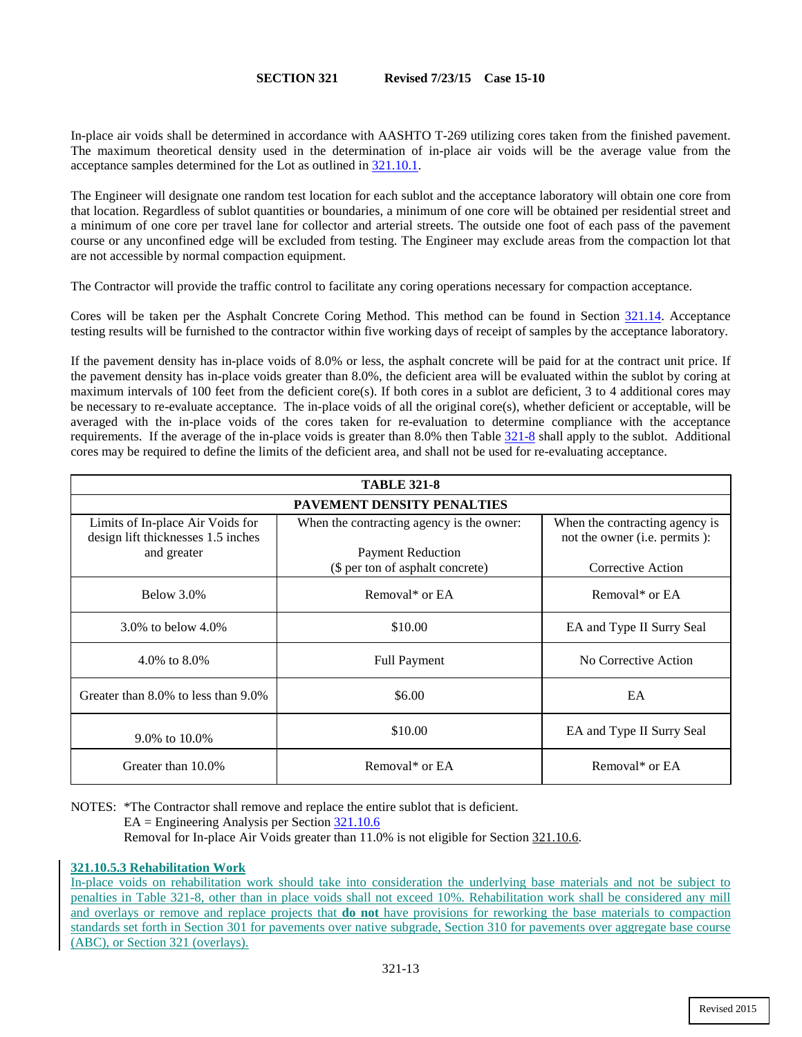In-place air voids shall be determined in accordance with AASHTO T-269 utilizing cores taken from the finished pavement. The maximum theoretical density used in the determination of in-place air voids will be the average value from the acceptance samples determined for the Lot as outlined in 321.10.1.

The Engineer will designate one random test location for each sublot and the acceptance laboratory will obtain one core from that location. Regardless of sublot quantities or boundaries, a minimum of one core will be obtained per residential street and a minimum of one core per travel lane for collector and arterial streets. The outside one foot of each pass of the pavement course or any unconfined edge will be excluded from testing. The Engineer may exclude areas from the compaction lot that are not accessible by normal compaction equipment.

The Contractor will provide the traffic control to facilitate any coring operations necessary for compaction acceptance.

Cores will be taken per the Asphalt Concrete Coring Method. This method can be found in Section 321.14. Acceptance testing results will be furnished to the contractor within five working days of receipt of samples by the acceptance laboratory.

If the pavement density has in-place voids of 8.0% or less, the asphalt concrete will be paid for at the contract unit price. If the pavement density has in-place voids greater than 8.0%, the deficient area will be evaluated within the sublot by coring at maximum intervals of 100 feet from the deficient core(s). If both cores in a sublot are deficient, 3 to 4 additional cores may be necessary to re-evaluate acceptance. The in-place voids of all the original core(s), whether deficient or acceptable, will be averaged with the in-place voids of the cores taken for re-evaluation to determine compliance with the acceptance requirements. If the average of the in-place voids is greater than 8.0% then Table 321-8 shall apply to the sublot. Additional cores may be required to define the limits of the deficient area, and shall not be used for re-evaluating acceptance.

**TABLE 321-8**

**PAVEMENT DENSITY PENALTIES**

| Limits of In-place Air Voids for design lift thicknesses 1.5 inches and greater | When the contracting agency is the owner: Payment Reduction ($ per ton of asphalt concrete) | When the contracting agency is not the owner (i.e. permits ): Corrective Action |
|---|---|---|
| Below 3.0% | Removal* or EA | Removal* or EA |
| 3.0% to below 4.0% | $10.00 | EA and Type II Surry Seal |
| 4.0% to 8.0% | Full Payment | No Corrective Action |
| Greater than 8.0% to less than 9.0% | $6.00 | EA |
| 9.0% to 10.0% | $10.00 | EA and Type II Surry Seal |
| Greater than 10.0% | Removal* or EA | Removal* or EA |

NOTES: *The Contractor shall remove and replace the entire sublot that is deficient.
EA = Engineering Analysis per Section 321.10.6
Removal for In-place Air Voids greater than 11.0% is not eligible for Section 321.10.6.

### 321.10.5.3 Rehabilitation Work

In-place voids on rehabilitation work should take into consideration the underlying base materials and not be subject to penalties in Table 321-8, other than in place voids shall not exceed 10%. Rehabilitation work shall be considered any mill and overlays or remove and replace projects that **do not** have provisions for reworking the base materials to compaction standards set forth in Section 301 for pavements over native subgrade, Section 310 for pavements over aggregate base course (ABC), or Section 321 (overlays).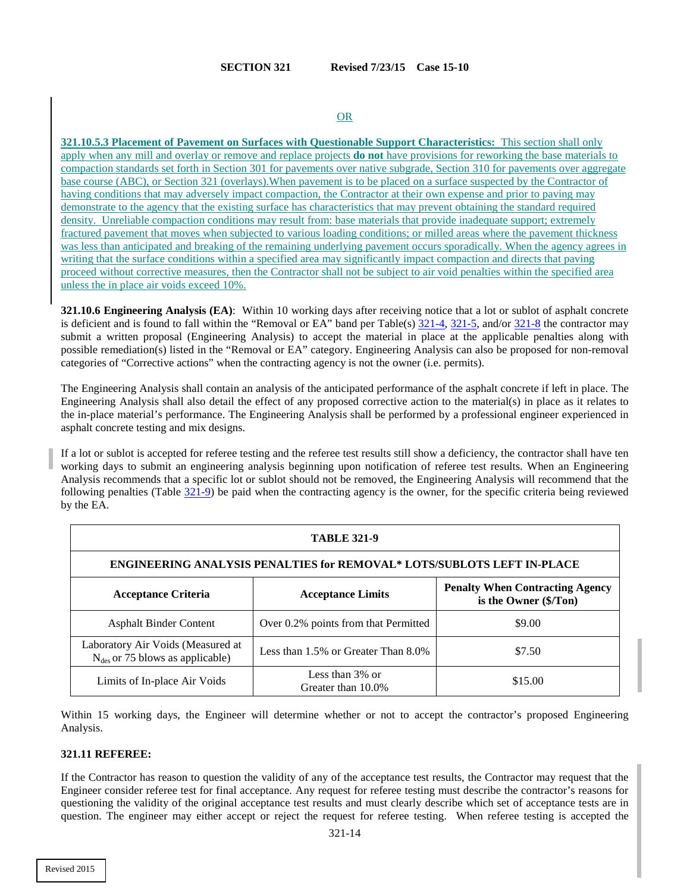OR

**321.10.5.3 Placement of Pavement on Surfaces with Questionable Support Characteristics:** This section shall only apply when any mill and overlay or remove and replace projects **do not** have provisions for reworking the base materials to compaction standards set forth in Section 301 for pavements over native subgrade, Section 310 for pavements over aggregate base course (ABC), or Section 321 (overlays).When pavement is to be placed on a surface suspected by the Contractor of having conditions that may adversely impact compaction, the Contractor at their own expense and prior to paving may demonstrate to the agency that the existing surface has characteristics that may prevent obtaining the standard required density. Unreliable compaction conditions may result from: base materials that provide inadequate support; extremely fractured pavement that moves when subjected to various loading conditions; or milled areas where the pavement thickness was less than anticipated and breaking of the remaining underlying pavement occurs sporadically. When the agency agrees in writing that the surface conditions within a specified area may significantly impact compaction and directs that paving proceed without corrective measures, then the Contractor shall not be subject to air void penalties within the specified area unless the in place air voids exceed 10%.

**321.10.6 Engineering Analysis (EA)**: Within 10 working days after receiving notice that a lot or sublot of asphalt concrete is deficient and is found to fall within the "Removal or EA" band per Table(s) 321-4, 321-5, and/or 321-8 the contractor may submit a written proposal (Engineering Analysis) to accept the material in place at the applicable penalties along with possible remediation(s) listed in the "Removal or EA" category. Engineering Analysis can also be proposed for non-removal categories of "Corrective actions" when the contracting agency is not the owner (i.e. permits).

The Engineering Analysis shall contain an analysis of the anticipated performance of the asphalt concrete if left in place. The Engineering Analysis shall also detail the effect of any proposed corrective action to the material(s) in place as it relates to the in-place material's performance. The Engineering Analysis shall be performed by a professional engineer experienced in asphalt concrete testing and mix designs.

If a lot or sublot is accepted for referee testing and the referee test results still show a deficiency, the contractor shall have ten working days to submit an engineering analysis beginning upon notification of referee test results. When an Engineering Analysis recommends that a specific lot or sublot should not be removed, the Engineering Analysis will recommend that the following penalties (Table 321-9) be paid when the contracting agency is the owner, for the specific criteria being reviewed by the EA.

**TABLE 321-9**

**ENGINEERING ANALYSIS PENALTIES for REMOVAL\* LOTS/SUBLOTS LEFT IN-PLACE**

| Acceptance Criteria | Acceptance Limits | Penalty When Contracting Agency is the Owner ($/Ton) |
|---|---|---|
| Asphalt Binder Content | Over 0.2% points from that Permitted | $9.00 |
| Laboratory Air Voids (Measured at $N_{des}$ or 75 blows as applicable) | Less than 1.5% or Greater Than 8.0% | $7.50 |
| Limits of In-place Air Voids | Less than 3% or Greater than 10.0% | $15.00 |

Within 15 working days, the Engineer will determine whether or not to accept the contractor's proposed Engineering Analysis.

**321.11 REFEREE:**

If the Contractor has reason to question the validity of any of the acceptance test results, the Contractor may request that the Engineer consider referee test for final acceptance. Any request for referee testing must describe the contractor's reasons for questioning the validity of the original acceptance test results and must clearly describe which set of acceptance tests are in question. The engineer may either accept or reject the request for referee testing. When referee testing is accepted the